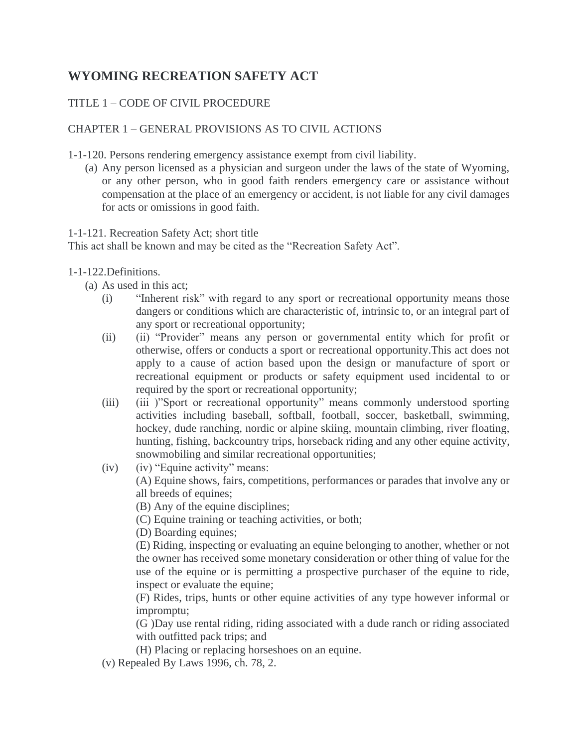# WYOMING RECREATION SAFETY ACT

TITLE 1 – CODE OF CIVIL PROCEDURE

CHAPTER 1 – GENERAL PROVISIONS AS TO CIVIL ACTIONS

1-1-120. Persons rendering emergency assistance exempt from civil liability.

(a) Any person licensed as a physician and surgeon under the laws of the state of Wyoming, or any other person, who in good faith renders emergency care or assistance without compensation at the place of an emergency or accident, is not liable for any civil damages for acts or omissions in good faith.

1-1-121. Recreation Safety Act; short title

This act shall be known and may be cited as the "Recreation Safety Act".

1-1-122.Definitions.

(a) As used in this act;

(i) "Inherent risk" with regard to any sport or recreational opportunity means those dangers or conditions which are characteristic of, intrinsic to, or an integral part of any sport or recreational opportunity;

(ii) (ii) "Provider" means any person or governmental entity which for profit or otherwise, offers or conducts a sport or recreational opportunity.This act does not apply to a cause of action based upon the design or manufacture of sport or recreational equipment or products or safety equipment used incidental to or required by the sport or recreational opportunity;

(iii) (iii )"Sport or recreational opportunity" means commonly understood sporting activities including baseball, softball, football, soccer, basketball, swimming, hockey, dude ranching, nordic or alpine skiing, mountain climbing, river floating, hunting, fishing, backcountry trips, horseback riding and any other equine activity, snowmobiling and similar recreational opportunities;

(iv) (iv) "Equine activity" means:

(A) Equine shows, fairs, competitions, performances or parades that involve any or all breeds of equines;

(B) Any of the equine disciplines;

(C) Equine training or teaching activities, or both;

(D) Boarding equines;

(E) Riding, inspecting or evaluating an equine belonging to another, whether or not the owner has received some monetary consideration or other thing of value for the use of the equine or is permitting a prospective purchaser of the equine to ride, inspect or evaluate the equine;

(F) Rides, trips, hunts or other equine activities of any type however informal or impromptu;

(G )Day use rental riding, riding associated with a dude ranch or riding associated with outfitted pack trips; and

(H) Placing or replacing horseshoes on an equine.

(v) Repealed By Laws 1996, ch. 78, 2.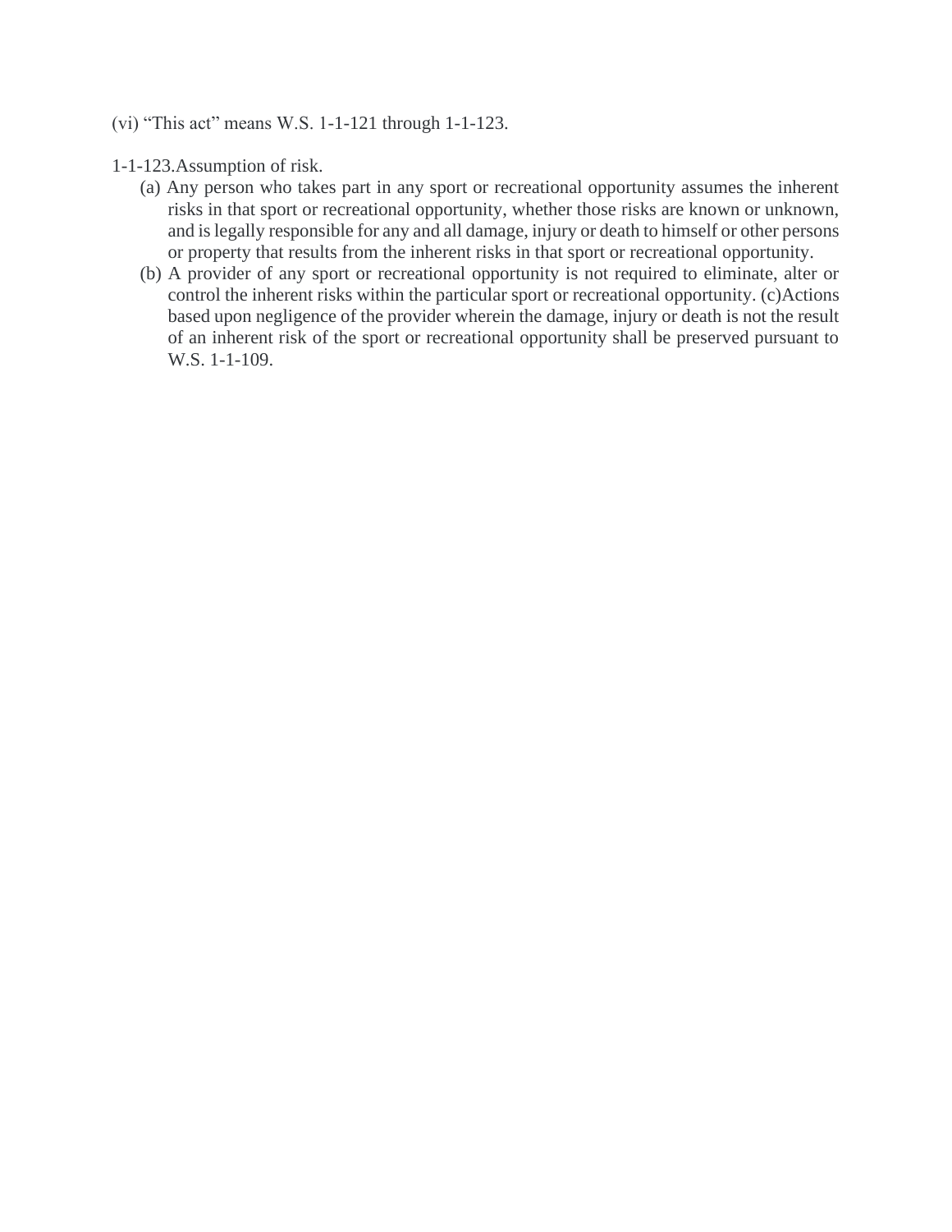(vi) "This act" means W.S. 1-1-121 through 1-1-123.

1-1-123.Assumption of risk.

(a) Any person who takes part in any sport or recreational opportunity assumes the inherent risks in that sport or recreational opportunity, whether those risks are known or unknown, and is legally responsible for any and all damage, injury or death to himself or other persons or property that results from the inherent risks in that sport or recreational opportunity.

(b) A provider of any sport or recreational opportunity is not required to eliminate, alter or control the inherent risks within the particular sport or recreational opportunity. (c)Actions based upon negligence of the provider wherein the damage, injury or death is not the result of an inherent risk of the sport or recreational opportunity shall be preserved pursuant to W.S. 1-1-109.